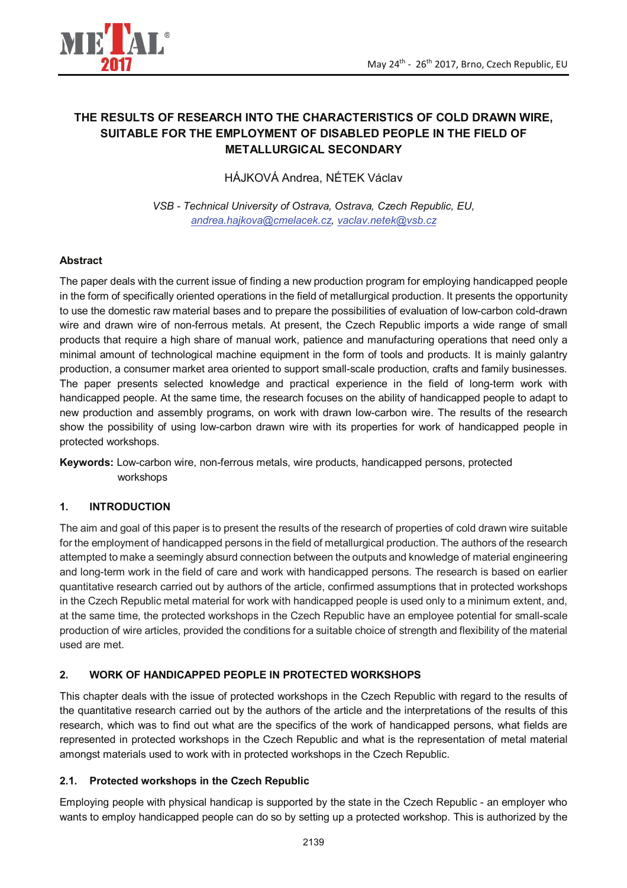# THE RESULTS OF RESEARCH INTO THE CHARACTERISTICS OF COLD DRAWN WIRE, SUITABLE FOR THE EMPLOYMENT OF DISABLED PEOPLE IN THE FIELD OF METALLURGICAL SECONDARY

HÁJKOVÁ Andrea, NÉTEK Václav

*VSB - Technical University of Ostrava, Ostrava, Czech Republic, EU, andrea.hajkova@cmelacek.cz, vaclav.netek@vsb.cz*

## Abstract

The paper deals with the current issue of finding a new production program for employing handicapped people in the form of specifically oriented operations in the field of metallurgical production. It presents the opportunity to use the domestic raw material bases and to prepare the possibilities of evaluation of low-carbon cold-drawn wire and drawn wire of non-ferrous metals. At present, the Czech Republic imports a wide range of small products that require a high share of manual work, patience and manufacturing operations that need only a minimal amount of technological machine equipment in the form of tools and products. It is mainly galantry production, a consumer market area oriented to support small-scale production, crafts and family businesses. The paper presents selected knowledge and practical experience in the field of long-term work with handicapped people. At the same time, the research focuses on the ability of handicapped people to adapt to new production and assembly programs, on work with drawn low-carbon wire. The results of the research show the possibility of using low-carbon drawn wire with its properties for work of handicapped people in protected workshops.

**Keywords:** Low-carbon wire, non-ferrous metals, wire products, handicapped persons, protected workshops

## 1. INTRODUCTION

The aim and goal of this paper is to present the results of the research of properties of cold drawn wire suitable for the employment of handicapped persons in the field of metallurgical production. The authors of the research attempted to make a seemingly absurd connection between the outputs and knowledge of material engineering and long-term work in the field of care and work with handicapped persons. The research is based on earlier quantitative research carried out by authors of the article, confirmed assumptions that in protected workshops in the Czech Republic metal material for work with handicapped people is used only to a minimum extent, and, at the same time, the protected workshops in the Czech Republic have an employee potential for small-scale production of wire articles, provided the conditions for a suitable choice of strength and flexibility of the material used are met.

## 2. WORK OF HANDICAPPED PEOPLE IN PROTECTED WORKSHOPS

This chapter deals with the issue of protected workshops in the Czech Republic with regard to the results of the quantitative research carried out by the authors of the article and the interpretations of the results of this research, which was to find out what are the specifics of the work of handicapped persons, what fields are represented in protected workshops in the Czech Republic and what is the representation of metal material amongst materials used to work with in protected workshops in the Czech Republic.

### 2.1. Protected workshops in the Czech Republic

Employing people with physical handicap is supported by the state in the Czech Republic - an employer who wants to employ handicapped people can do so by setting up a protected workshop. This is authorized by the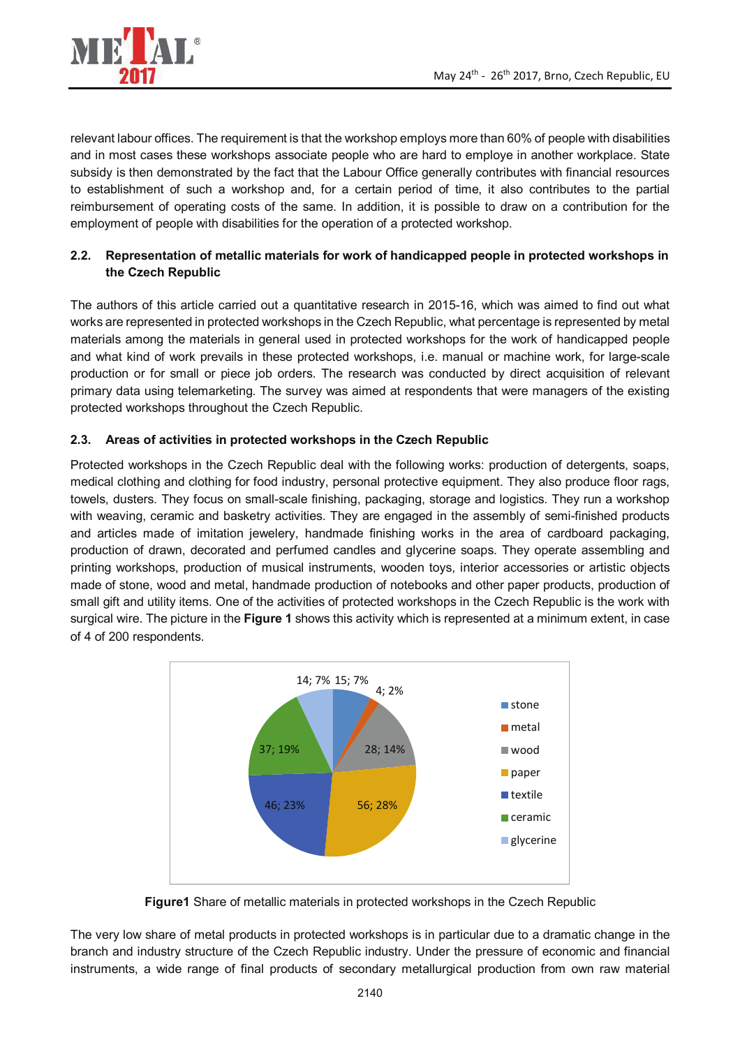relevant labour offices. The requirement is that the workshop employs more than 60% of people with disabilities and in most cases these workshops associate people who are hard to employe in another workplace. State subsidy is then demonstrated by the fact that the Labour Office generally contributes with financial resources to establishment of such a workshop and, for a certain period of time, it also contributes to the partial reimbursement of operating costs of the same. In addition, it is possible to draw on a contribution for the employment of people with disabilities for the operation of a protected workshop.

### 2.2. Representation of metallic materials for work of handicapped people in protected workshops in the Czech Republic

The authors of this article carried out a quantitative research in 2015-16, which was aimed to find out what works are represented in protected workshops in the Czech Republic, what percentage is represented by metal materials among the materials in general used in protected workshops for the work of handicapped people and what kind of work prevails in these protected workshops, i.e. manual or machine work, for large-scale production or for small or piece job orders. The research was conducted by direct acquisition of relevant primary data using telemarketing. The survey was aimed at respondents that were managers of the existing protected workshops throughout the Czech Republic.

### 2.3. Areas of activities in protected workshops in the Czech Republic

Protected workshops in the Czech Republic deal with the following works: production of detergents, soaps, medical clothing and clothing for food industry, personal protective equipment. They also produce floor rags, towels, dusters. They focus on small-scale finishing, packaging, storage and logistics. They run a workshop with weaving, ceramic and basketry activities. They are engaged in the assembly of semi-finished products and articles made of imitation jewelery, handmade finishing works in the area of cardboard packaging, production of drawn, decorated and perfumed candles and glycerine soaps. They operate assembling and printing workshops, production of musical instruments, wooden toys, interior accessories or artistic objects made of stone, wood and metal, handmade production of notebooks and other paper products, production of small gift and utility items. One of the activities of protected workshops in the Czech Republic is the work with surgical wire. The picture in the **Figure 1** shows this activity which is represented at a minimum extent, in case of 4 of 200 respondents.

| Material | Count; Share |
|---|---|
| stone | 15; 7% |
| metal | 4; 2% |
| wood | 28; 14% |
| paper | 56; 28% |
| textile | 46; 23% |
| ceramic | 37; 19% |
| glycerine | 14; 7% |

**Figure1** Share of metallic materials in protected workshops in the Czech Republic

The very low share of metal products in protected workshops is in particular due to a dramatic change in the branch and industry structure of the Czech Republic industry. Under the pressure of economic and financial instruments, a wide range of final products of secondary metallurgical production from own raw material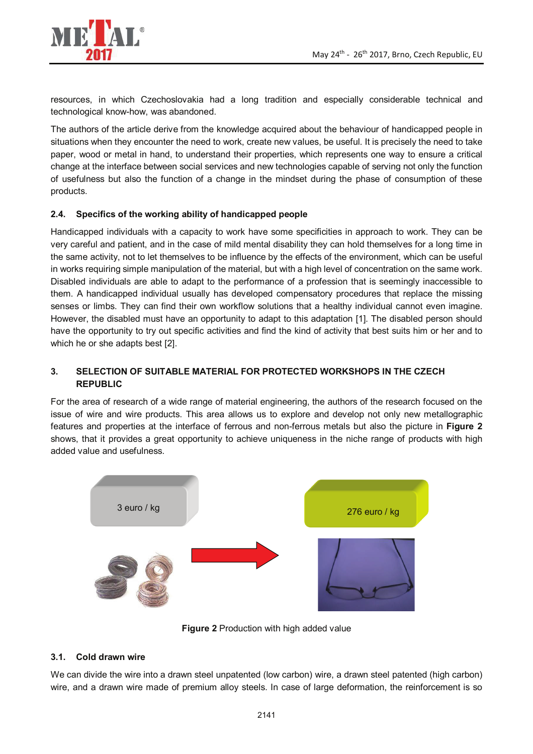resources, in which Czechoslovakia had a long tradition and especially considerable technical and technological know-how, was abandoned.

The authors of the article derive from the knowledge acquired about the behaviour of handicapped people in situations when they encounter the need to work, create new values, be useful. It is precisely the need to take paper, wood or metal in hand, to understand their properties, which represents one way to ensure a critical change at the interface between social services and new technologies capable of serving not only the function of usefulness but also the function of a change in the mindset during the phase of consumption of these products.

### 2.4. Specifics of the working ability of handicapped people

Handicapped individuals with a capacity to work have some specificities in approach to work. They can be very careful and patient, and in the case of mild mental disability they can hold themselves for a long time in the same activity, not to let themselves to be influence by the effects of the environment, which can be useful in works requiring simple manipulation of the material, but with a high level of concentration on the same work. Disabled individuals are able to adapt to the performance of a profession that is seemingly inaccessible to them. A handicapped individual usually has developed compensatory procedures that replace the missing senses or limbs. They can find their own workflow solutions that a healthy individual cannot even imagine. However, the disabled must have an opportunity to adapt to this adaptation [1]. The disabled person should have the opportunity to try out specific activities and find the kind of activity that best suits him or her and to which he or she adapts best [2].

## 3. SELECTION OF SUITABLE MATERIAL FOR PROTECTED WORKSHOPS IN THE CZECH REPUBLIC

For the area of research of a wide range of material engineering, the authors of the research focused on the issue of wire and wire products. This area allows us to explore and develop not only new metallographic features and properties at the interface of ferrous and non-ferrous metals but also the picture in **Figure 2** shows, that it provides a great opportunity to achieve uniqueness in the niche range of products with high added value and usefulness.

3 euro / kg

276 euro / kg

**Figure 2** Production with high added value

### 3.1. Cold drawn wire

We can divide the wire into a drawn steel unpatented (low carbon) wire, a drawn steel patented (high carbon) wire, and a drawn wire made of premium alloy steels. In case of large deformation, the reinforcement is so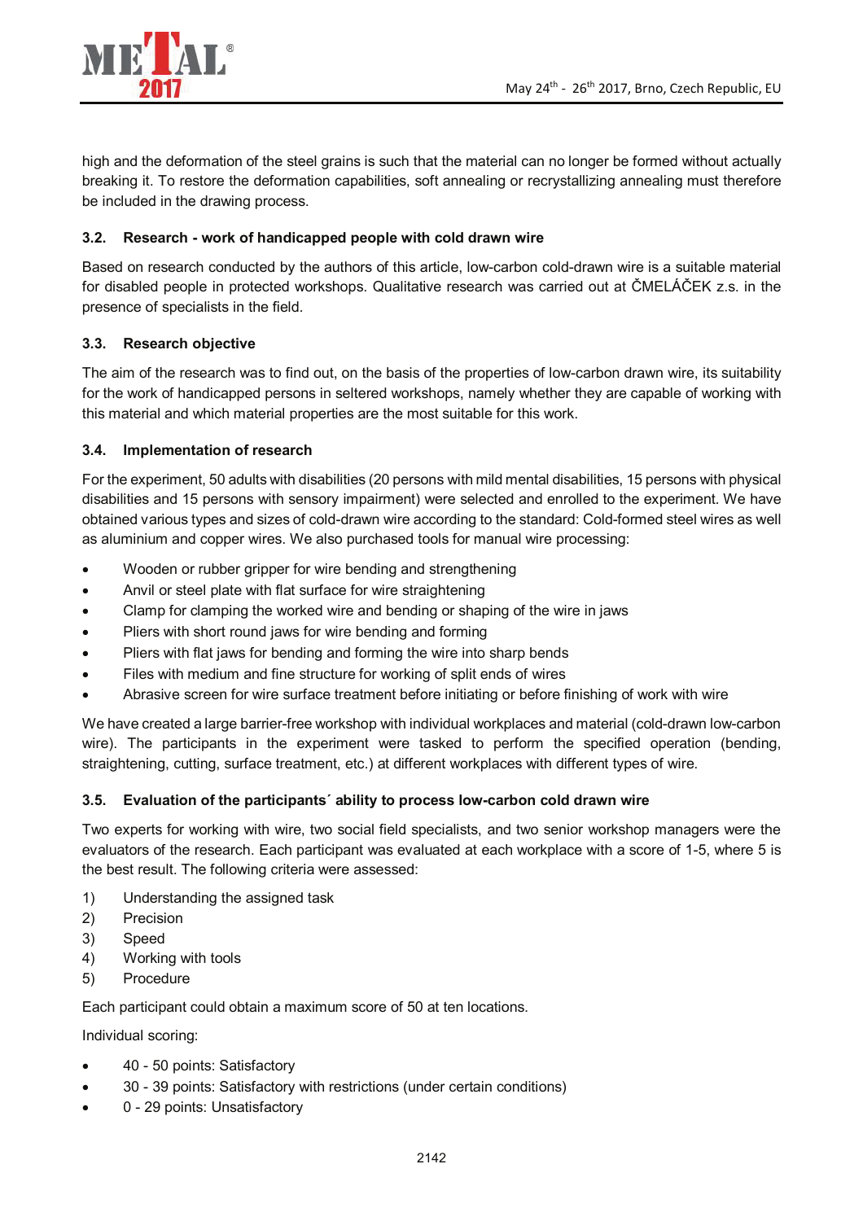high and the deformation of the steel grains is such that the material can no longer be formed without actually breaking it. To restore the deformation capabilities, soft annealing or recrystallizing annealing must therefore be included in the drawing process.

### 3.2. Research - work of handicapped people with cold drawn wire

Based on research conducted by the authors of this article, low-carbon cold-drawn wire is a suitable material for disabled people in protected workshops. Qualitative research was carried out at ČMELÁČEK z.s. in the presence of specialists in the field.

### 3.3. Research objective

The aim of the research was to find out, on the basis of the properties of low-carbon drawn wire, its suitability for the work of handicapped persons in seltered workshops, namely whether they are capable of working with this material and which material properties are the most suitable for this work.

### 3.4. Implementation of research

For the experiment, 50 adults with disabilities (20 persons with mild mental disabilities, 15 persons with physical disabilities and 15 persons with sensory impairment) were selected and enrolled to the experiment. We have obtained various types and sizes of cold-drawn wire according to the standard: Cold-formed steel wires as well as aluminium and copper wires. We also purchased tools for manual wire processing:

- Wooden or rubber gripper for wire bending and strengthening
- Anvil or steel plate with flat surface for wire straightening
- Clamp for clamping the worked wire and bending or shaping of the wire in jaws
- Pliers with short round jaws for wire bending and forming
- Pliers with flat jaws for bending and forming the wire into sharp bends
- Files with medium and fine structure for working of split ends of wires
- Abrasive screen for wire surface treatment before initiating or before finishing of work with wire

We have created a large barrier-free workshop with individual workplaces and material (cold-drawn low-carbon wire). The participants in the experiment were tasked to perform the specified operation (bending, straightening, cutting, surface treatment, etc.) at different workplaces with different types of wire.

### 3.5. Evaluation of the participants´ ability to process low-carbon cold drawn wire

Two experts for working with wire, two social field specialists, and two senior workshop managers were the evaluators of the research. Each participant was evaluated at each workplace with a score of 1-5, where 5 is the best result. The following criteria were assessed:

1) Understanding the assigned task
2) Precision
3) Speed
4) Working with tools
5) Procedure

Each participant could obtain a maximum score of 50 at ten locations.

Individual scoring:

- 40 - 50 points: Satisfactory
- 30 - 39 points: Satisfactory with restrictions (under certain conditions)
- 0 - 29 points: Unsatisfactory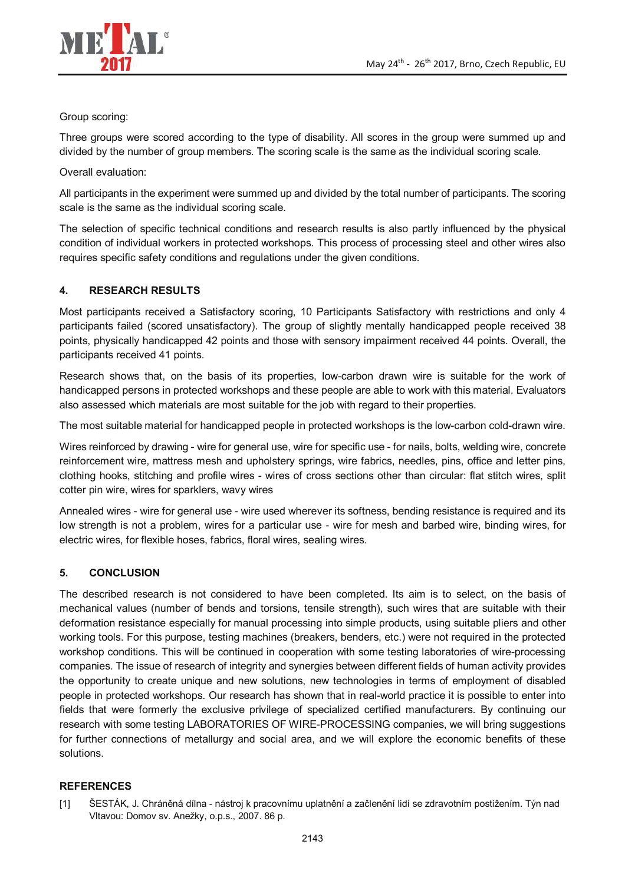Group scoring:

Three groups were scored according to the type of disability. All scores in the group were summed up and divided by the number of group members. The scoring scale is the same as the individual scoring scale.

Overall evaluation:

All participants in the experiment were summed up and divided by the total number of participants. The scoring scale is the same as the individual scoring scale.

The selection of specific technical conditions and research results is also partly influenced by the physical condition of individual workers in protected workshops. This process of processing steel and other wires also requires specific safety conditions and regulations under the given conditions.

## 4. RESEARCH RESULTS

Most participants received a Satisfactory scoring, 10 Participants Satisfactory with restrictions and only 4 participants failed (scored unsatisfactory). The group of slightly mentally handicapped people received 38 points, physically handicapped 42 points and those with sensory impairment received 44 points. Overall, the participants received 41 points.

Research shows that, on the basis of its properties, low-carbon drawn wire is suitable for the work of handicapped persons in protected workshops and these people are able to work with this material. Evaluators also assessed which materials are most suitable for the job with regard to their properties.

The most suitable material for handicapped people in protected workshops is the low-carbon cold-drawn wire.

Wires reinforced by drawing - wire for general use, wire for specific use - for nails, bolts, welding wire, concrete reinforcement wire, mattress mesh and upholstery springs, wire fabrics, needles, pins, office and letter pins, clothing hooks, stitching and profile wires - wires of cross sections other than circular: flat stitch wires, split cotter pin wire, wires for sparklers, wavy wires

Annealed wires - wire for general use - wire used wherever its softness, bending resistance is required and its low strength is not a problem, wires for a particular use - wire for mesh and barbed wire, binding wires, for electric wires, for flexible hoses, fabrics, floral wires, sealing wires.

## 5. CONCLUSION

The described research is not considered to have been completed. Its aim is to select, on the basis of mechanical values (number of bends and torsions, tensile strength), such wires that are suitable with their deformation resistance especially for manual processing into simple products, using suitable pliers and other working tools. For this purpose, testing machines (breakers, benders, etc.) were not required in the protected workshop conditions. This will be continued in cooperation with some testing laboratories of wire-processing companies. The issue of research of integrity and synergies between different fields of human activity provides the opportunity to create unique and new solutions, new technologies in terms of employment of disabled people in protected workshops. Our research has shown that in real-world practice it is possible to enter into fields that were formerly the exclusive privilege of specialized certified manufacturers. By continuing our research with some testing LABORATORIES OF WIRE-PROCESSING companies, we will bring suggestions for further connections of metallurgy and social area, and we will explore the economic benefits of these solutions.

## REFERENCES

[1] ŠESTÁK, J. Chráněná dílna - nástroj k pracovnímu uplatnění a začlenění lidí se zdravotním postižením. Týn nad Vltavou: Domov sv. Anežky, o.p.s., 2007. 86 p.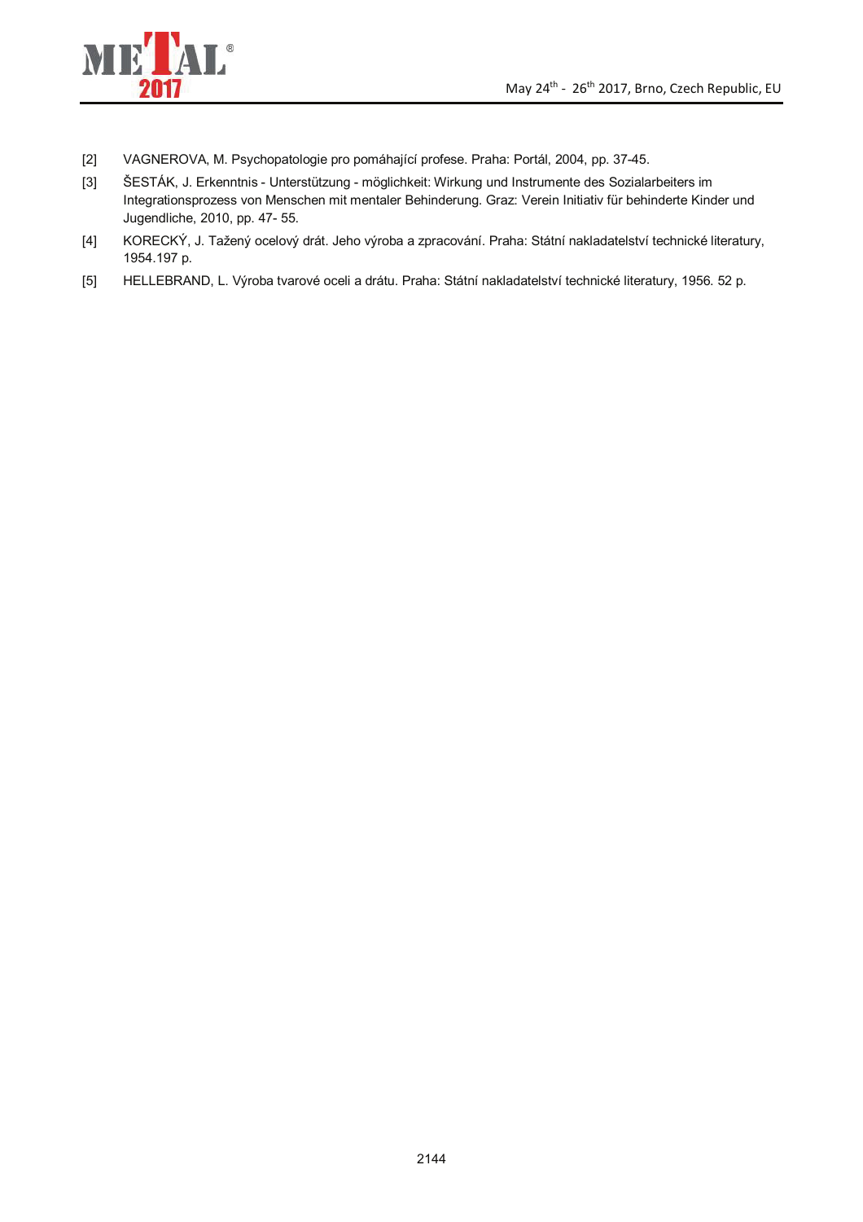[2] VAGNEROVA, M. Psychopatologie pro pomáhající profese. Praha: Portál, 2004, pp. 37-45.

[3] ŠESTÁK, J. Erkenntnis - Unterstützung - möglichkeit: Wirkung und Instrumente des Sozialarbeiters im Integrationsprozess von Menschen mit mentaler Behinderung. Graz: Verein Initiativ für behinderte Kinder und Jugendliche, 2010, pp. 47- 55.

[4] KORECKÝ, J. Tažený ocelový drát. Jeho výroba a zpracování. Praha: Státní nakladatelství technické literatury, 1954.197 p.

[5] HELLEBRAND, L. Výroba tvarové oceli a drátu. Praha: Státní nakladatelství technické literatury, 1956. 52 p.